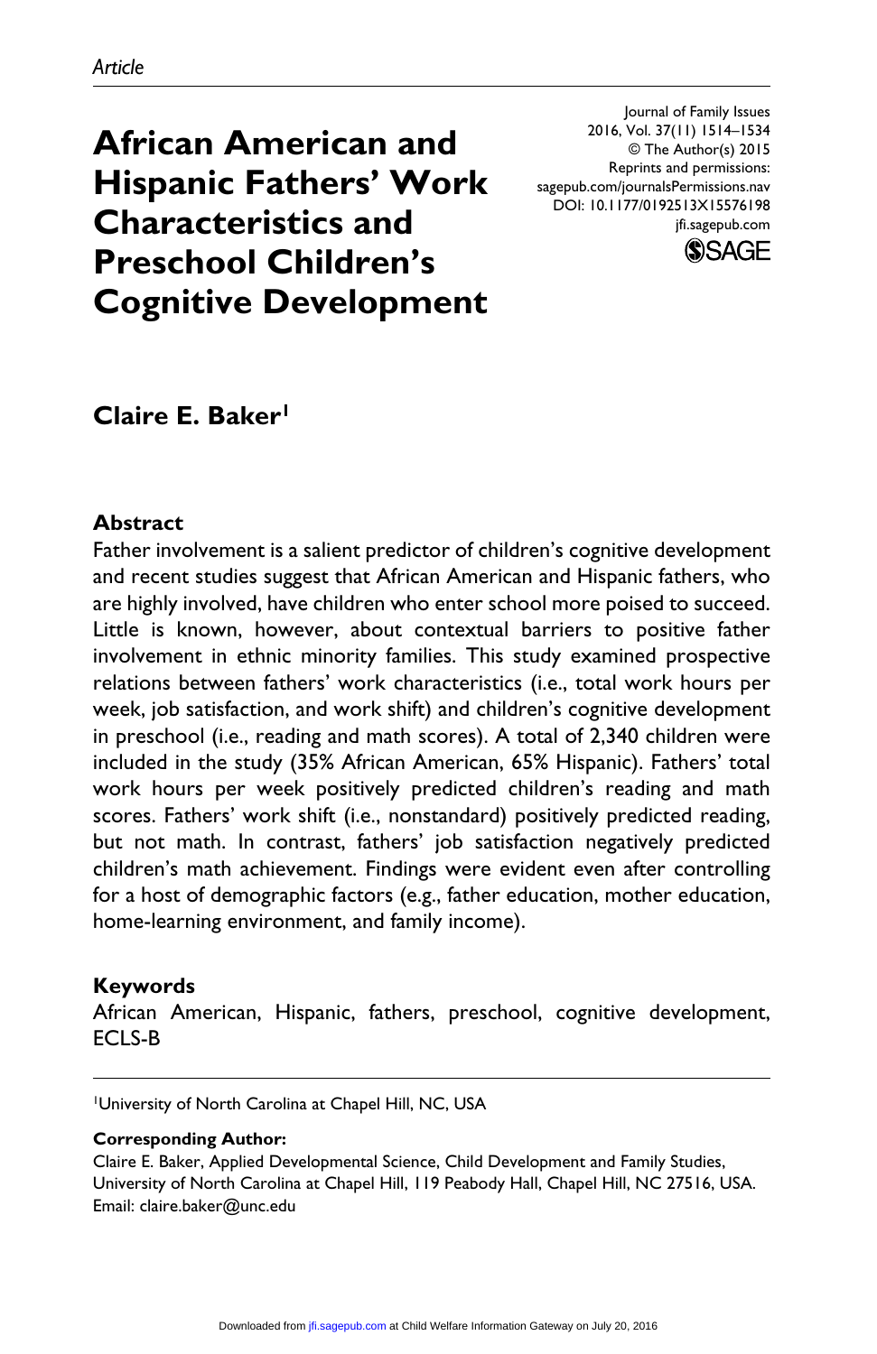*Article*

# African American and Hispanic Fathers' Work Characteristics and Preschool Children's Cognitive Development

Journal of Family Issues
2016, Vol. 37(11) 1514–1534
© The Author(s) 2015
Reprints and permissions:
sagepub.com/journalsPermissions.nav
DOI: 10.1177/0192513X15576198
jfi.sagepub.com

**Claire E. Baker**[1]

## Abstract

Father involvement is a salient predictor of children's cognitive development and recent studies suggest that African American and Hispanic fathers, who are highly involved, have children who enter school more poised to succeed. Little is known, however, about contextual barriers to positive father involvement in ethnic minority families. This study examined prospective relations between fathers' work characteristics (i.e., total work hours per week, job satisfaction, and work shift) and children's cognitive development in preschool (i.e., reading and math scores). A total of 2,340 children were included in the study (35% African American, 65% Hispanic). Fathers' total work hours per week positively predicted children's reading and math scores. Fathers' work shift (i.e., nonstandard) positively predicted reading, but not math. In contrast, fathers' job satisfaction negatively predicted children's math achievement. Findings were evident even after controlling for a host of demographic factors (e.g., father education, mother education, home-learning environment, and family income).

## Keywords

African American, Hispanic, fathers, preschool, cognitive development, ECLS-B

---

[1]University of North Carolina at Chapel Hill, NC, USA

**Corresponding Author:**
Claire E. Baker, Applied Developmental Science, Child Development and Family Studies, University of North Carolina at Chapel Hill, 119 Peabody Hall, Chapel Hill, NC 27516, USA.
Email: claire.baker@unc.edu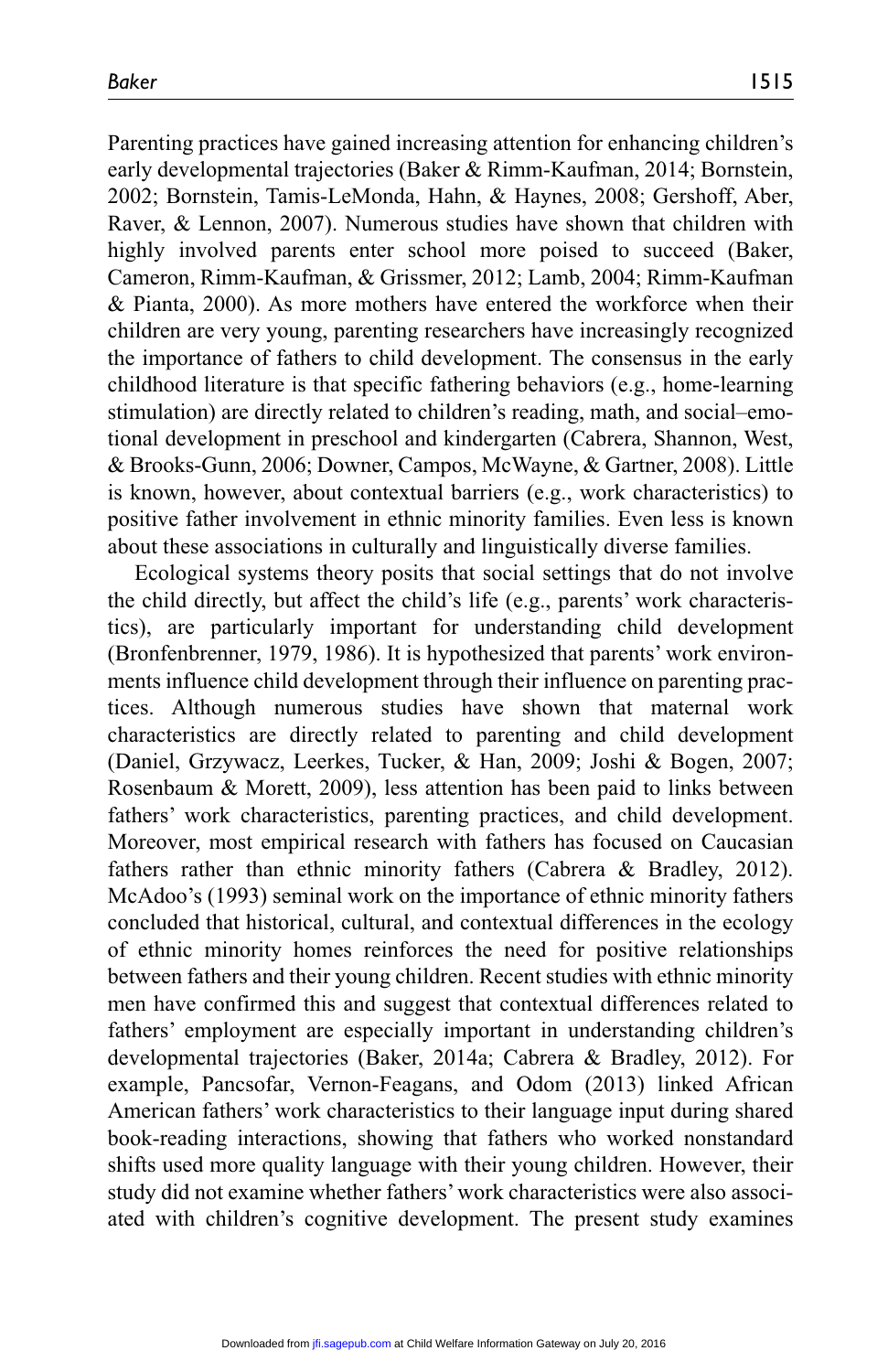Parenting practices have gained increasing attention for enhancing children's early developmental trajectories (Baker & Rimm-Kaufman, 2014; Bornstein, 2002; Bornstein, Tamis-LeMonda, Hahn, & Haynes, 2008; Gershoff, Aber, Raver, & Lennon, 2007). Numerous studies have shown that children with highly involved parents enter school more poised to succeed (Baker, Cameron, Rimm-Kaufman, & Grissmer, 2012; Lamb, 2004; Rimm-Kaufman & Pianta, 2000). As more mothers have entered the workforce when their children are very young, parenting researchers have increasingly recognized the importance of fathers to child development. The consensus in the early childhood literature is that specific fathering behaviors (e.g., home-learning stimulation) are directly related to children's reading, math, and social–emotional development in preschool and kindergarten (Cabrera, Shannon, West, & Brooks-Gunn, 2006; Downer, Campos, McWayne, & Gartner, 2008). Little is known, however, about contextual barriers (e.g., work characteristics) to positive father involvement in ethnic minority families. Even less is known about these associations in culturally and linguistically diverse families.

Ecological systems theory posits that social settings that do not involve the child directly, but affect the child's life (e.g., parents' work characteristics), are particularly important for understanding child development (Bronfenbrenner, 1979, 1986). It is hypothesized that parents' work environments influence child development through their influence on parenting practices. Although numerous studies have shown that maternal work characteristics are directly related to parenting and child development (Daniel, Grzywacz, Leerkes, Tucker, & Han, 2009; Joshi & Bogen, 2007; Rosenbaum & Morett, 2009), less attention has been paid to links between fathers' work characteristics, parenting practices, and child development. Moreover, most empirical research with fathers has focused on Caucasian fathers rather than ethnic minority fathers (Cabrera & Bradley, 2012). McAdoo's (1993) seminal work on the importance of ethnic minority fathers concluded that historical, cultural, and contextual differences in the ecology of ethnic minority homes reinforces the need for positive relationships between fathers and their young children. Recent studies with ethnic minority men have confirmed this and suggest that contextual differences related to fathers' employment are especially important in understanding children's developmental trajectories (Baker, 2014a; Cabrera & Bradley, 2012). For example, Pancsofar, Vernon-Feagans, and Odom (2013) linked African American fathers' work characteristics to their language input during shared book-reading interactions, showing that fathers who worked nonstandard shifts used more quality language with their young children. However, their study did not examine whether fathers' work characteristics were also associated with children's cognitive development. The present study examines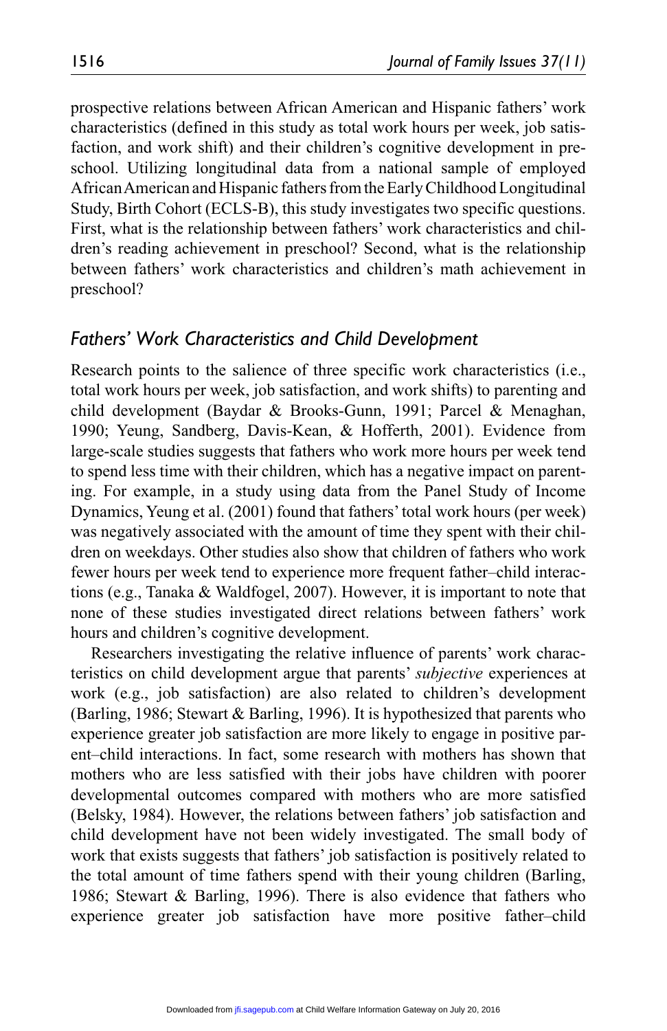prospective relations between African American and Hispanic fathers' work characteristics (defined in this study as total work hours per week, job satisfaction, and work shift) and their children's cognitive development in preschool. Utilizing longitudinal data from a national sample of employed African American and Hispanic fathers from the Early Childhood Longitudinal Study, Birth Cohort (ECLS-B), this study investigates two specific questions. First, what is the relationship between fathers' work characteristics and children's reading achievement in preschool? Second, what is the relationship between fathers' work characteristics and children's math achievement in preschool?

## *Fathers' Work Characteristics and Child Development*

Research points to the salience of three specific work characteristics (i.e., total work hours per week, job satisfaction, and work shifts) to parenting and child development (Baydar & Brooks-Gunn, 1991; Parcel & Menaghan, 1990; Yeung, Sandberg, Davis-Kean, & Hofferth, 2001). Evidence from large-scale studies suggests that fathers who work more hours per week tend to spend less time with their children, which has a negative impact on parenting. For example, in a study using data from the Panel Study of Income Dynamics, Yeung et al. (2001) found that fathers' total work hours (per week) was negatively associated with the amount of time they spent with their children on weekdays. Other studies also show that children of fathers who work fewer hours per week tend to experience more frequent father–child interactions (e.g., Tanaka & Waldfogel, 2007). However, it is important to note that none of these studies investigated direct relations between fathers' work hours and children's cognitive development.

Researchers investigating the relative influence of parents' work characteristics on child development argue that parents' *subjective* experiences at work (e.g., job satisfaction) are also related to children's development (Barling, 1986; Stewart & Barling, 1996). It is hypothesized that parents who experience greater job satisfaction are more likely to engage in positive parent–child interactions. In fact, some research with mothers has shown that mothers who are less satisfied with their jobs have children with poorer developmental outcomes compared with mothers who are more satisfied (Belsky, 1984). However, the relations between fathers' job satisfaction and child development have not been widely investigated. The small body of work that exists suggests that fathers' job satisfaction is positively related to the total amount of time fathers spend with their young children (Barling, 1986; Stewart & Barling, 1996). There is also evidence that fathers who experience greater job satisfaction have more positive father–child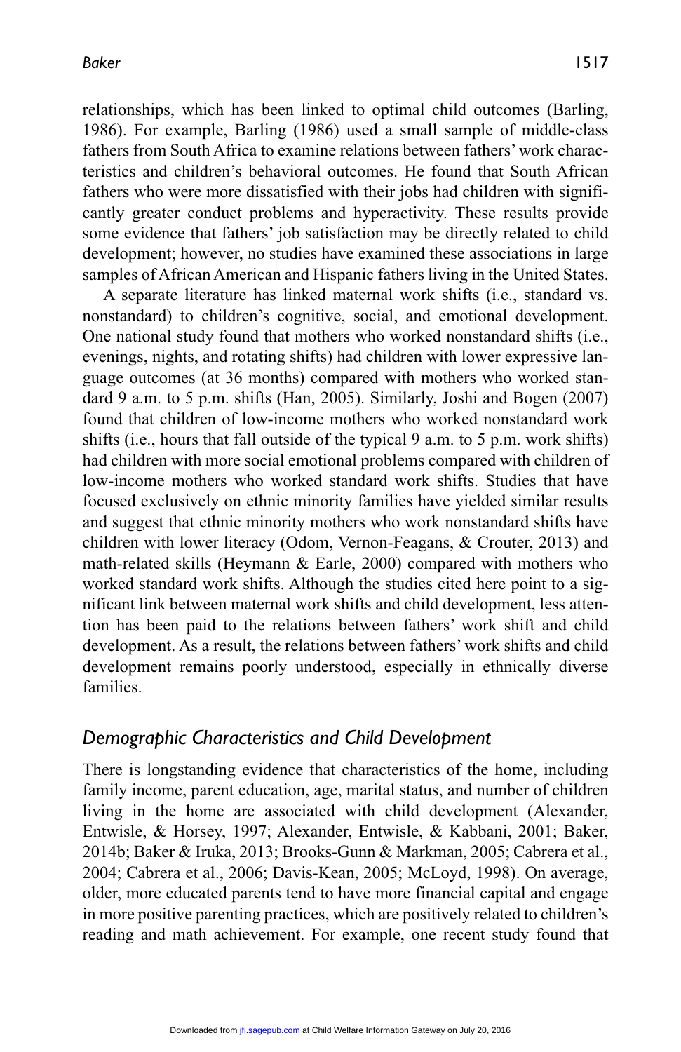relationships, which has been linked to optimal child outcomes (Barling, 1986). For example, Barling (1986) used a small sample of middle-class fathers from South Africa to examine relations between fathers' work characteristics and children's behavioral outcomes. He found that South African fathers who were more dissatisfied with their jobs had children with significantly greater conduct problems and hyperactivity. These results provide some evidence that fathers' job satisfaction may be directly related to child development; however, no studies have examined these associations in large samples of African American and Hispanic fathers living in the United States.

A separate literature has linked maternal work shifts (i.e., standard vs. nonstandard) to children's cognitive, social, and emotional development. One national study found that mothers who worked nonstandard shifts (i.e., evenings, nights, and rotating shifts) had children with lower expressive language outcomes (at 36 months) compared with mothers who worked standard 9 a.m. to 5 p.m. shifts (Han, 2005). Similarly, Joshi and Bogen (2007) found that children of low-income mothers who worked nonstandard work shifts (i.e., hours that fall outside of the typical 9 a.m. to 5 p.m. work shifts) had children with more social emotional problems compared with children of low-income mothers who worked standard work shifts. Studies that have focused exclusively on ethnic minority families have yielded similar results and suggest that ethnic minority mothers who work nonstandard shifts have children with lower literacy (Odom, Vernon-Feagans, & Crouter, 2013) and math-related skills (Heymann & Earle, 2000) compared with mothers who worked standard work shifts. Although the studies cited here point to a significant link between maternal work shifts and child development, less attention has been paid to the relations between fathers' work shift and child development. As a result, the relations between fathers' work shifts and child development remains poorly understood, especially in ethnically diverse families.

## *Demographic Characteristics and Child Development*

There is longstanding evidence that characteristics of the home, including family income, parent education, age, marital status, and number of children living in the home are associated with child development (Alexander, Entwisle, & Horsey, 1997; Alexander, Entwisle, & Kabbani, 2001; Baker, 2014b; Baker & Iruka, 2013; Brooks-Gunn & Markman, 2005; Cabrera et al., 2004; Cabrera et al., 2006; Davis-Kean, 2005; McLoyd, 1998). On average, older, more educated parents tend to have more financial capital and engage in more positive parenting practices, which are positively related to children's reading and math achievement. For example, one recent study found that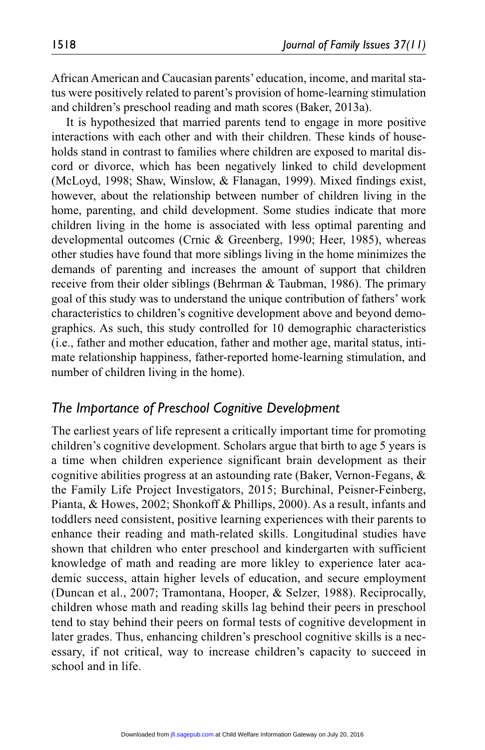African American and Caucasian parents' education, income, and marital status were positively related to parent's provision of home-learning stimulation and children's preschool reading and math scores (Baker, 2013a).

It is hypothesized that married parents tend to engage in more positive interactions with each other and with their children. These kinds of households stand in contrast to families where children are exposed to marital discord or divorce, which has been negatively linked to child development (McLoyd, 1998; Shaw, Winslow, & Flanagan, 1999). Mixed findings exist, however, about the relationship between number of children living in the home, parenting, and child development. Some studies indicate that more children living in the home is associated with less optimal parenting and developmental outcomes (Crnic & Greenberg, 1990; Heer, 1985), whereas other studies have found that more siblings living in the home minimizes the demands of parenting and increases the amount of support that children receive from their older siblings (Behrman & Taubman, 1986). The primary goal of this study was to understand the unique contribution of fathers' work characteristics to children's cognitive development above and beyond demographics. As such, this study controlled for 10 demographic characteristics (i.e., father and mother education, father and mother age, marital status, intimate relationship happiness, father-reported home-learning stimulation, and number of children living in the home).

### *The Importance of Preschool Cognitive Development*

The earliest years of life represent a critically important time for promoting children's cognitive development. Scholars argue that birth to age 5 years is a time when children experience significant brain development as their cognitive abilities progress at an astounding rate (Baker, Vernon-Fegans, & the Family Life Project Investigators, 2015; Burchinal, Peisner-Feinberg, Pianta, & Howes, 2002; Shonkoff & Phillips, 2000). As a result, infants and toddlers need consistent, positive learning experiences with their parents to enhance their reading and math-related skills. Longitudinal studies have shown that children who enter preschool and kindergarten with sufficient knowledge of math and reading are more likley to experience later academic success, attain higher levels of education, and secure employment (Duncan et al., 2007; Tramontana, Hooper, & Selzer, 1988). Reciprocally, children whose math and reading skills lag behind their peers in preschool tend to stay behind their peers on formal tests of cognitive development in later grades. Thus, enhancing children's preschool cognitive skills is a necessary, if not critical, way to increase children's capacity to succeed in school and in life.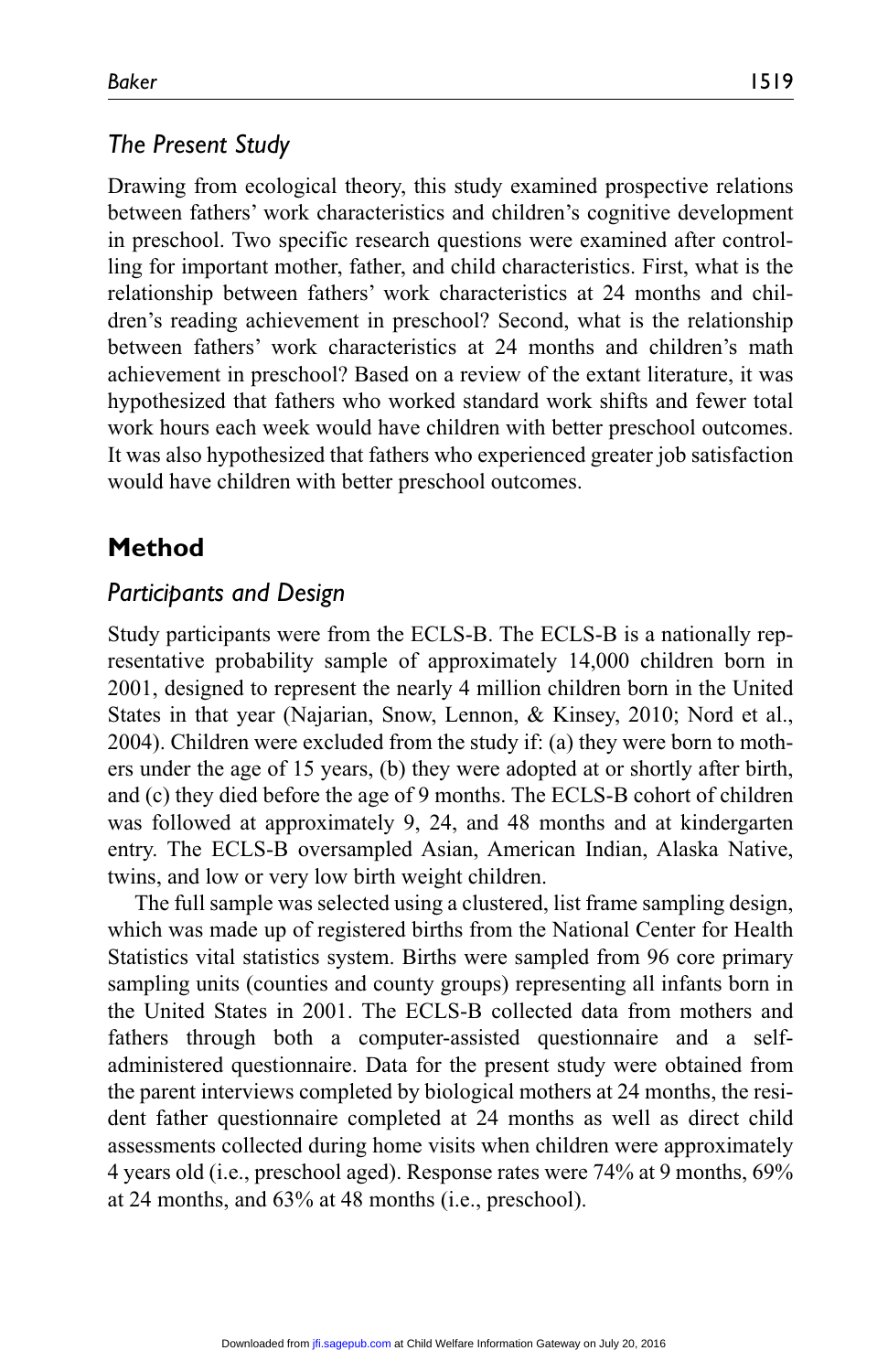## *The Present Study*

Drawing from ecological theory, this study examined prospective relations between fathers' work characteristics and children's cognitive development in preschool. Two specific research questions were examined after controlling for important mother, father, and child characteristics. First, what is the relationship between fathers' work characteristics at 24 months and children's reading achievement in preschool? Second, what is the relationship between fathers' work characteristics at 24 months and children's math achievement in preschool? Based on a review of the extant literature, it was hypothesized that fathers who worked standard work shifts and fewer total work hours each week would have children with better preschool outcomes. It was also hypothesized that fathers who experienced greater job satisfaction would have children with better preschool outcomes.

# Method

## *Participants and Design*

Study participants were from the ECLS-B. The ECLS-B is a nationally representative probability sample of approximately 14,000 children born in 2001, designed to represent the nearly 4 million children born in the United States in that year (Najarian, Snow, Lennon, & Kinsey, 2010; Nord et al., 2004). Children were excluded from the study if: (a) they were born to mothers under the age of 15 years, (b) they were adopted at or shortly after birth, and (c) they died before the age of 9 months. The ECLS-B cohort of children was followed at approximately 9, 24, and 48 months and at kindergarten entry. The ECLS-B oversampled Asian, American Indian, Alaska Native, twins, and low or very low birth weight children.

The full sample was selected using a clustered, list frame sampling design, which was made up of registered births from the National Center for Health Statistics vital statistics system. Births were sampled from 96 core primary sampling units (counties and county groups) representing all infants born in the United States in 2001. The ECLS-B collected data from mothers and fathers through both a computer-assisted questionnaire and a self-administered questionnaire. Data for the present study were obtained from the parent interviews completed by biological mothers at 24 months, the resident father questionnaire completed at 24 months as well as direct child assessments collected during home visits when children were approximately 4 years old (i.e., preschool aged). Response rates were 74% at 9 months, 69% at 24 months, and 63% at 48 months (i.e., preschool).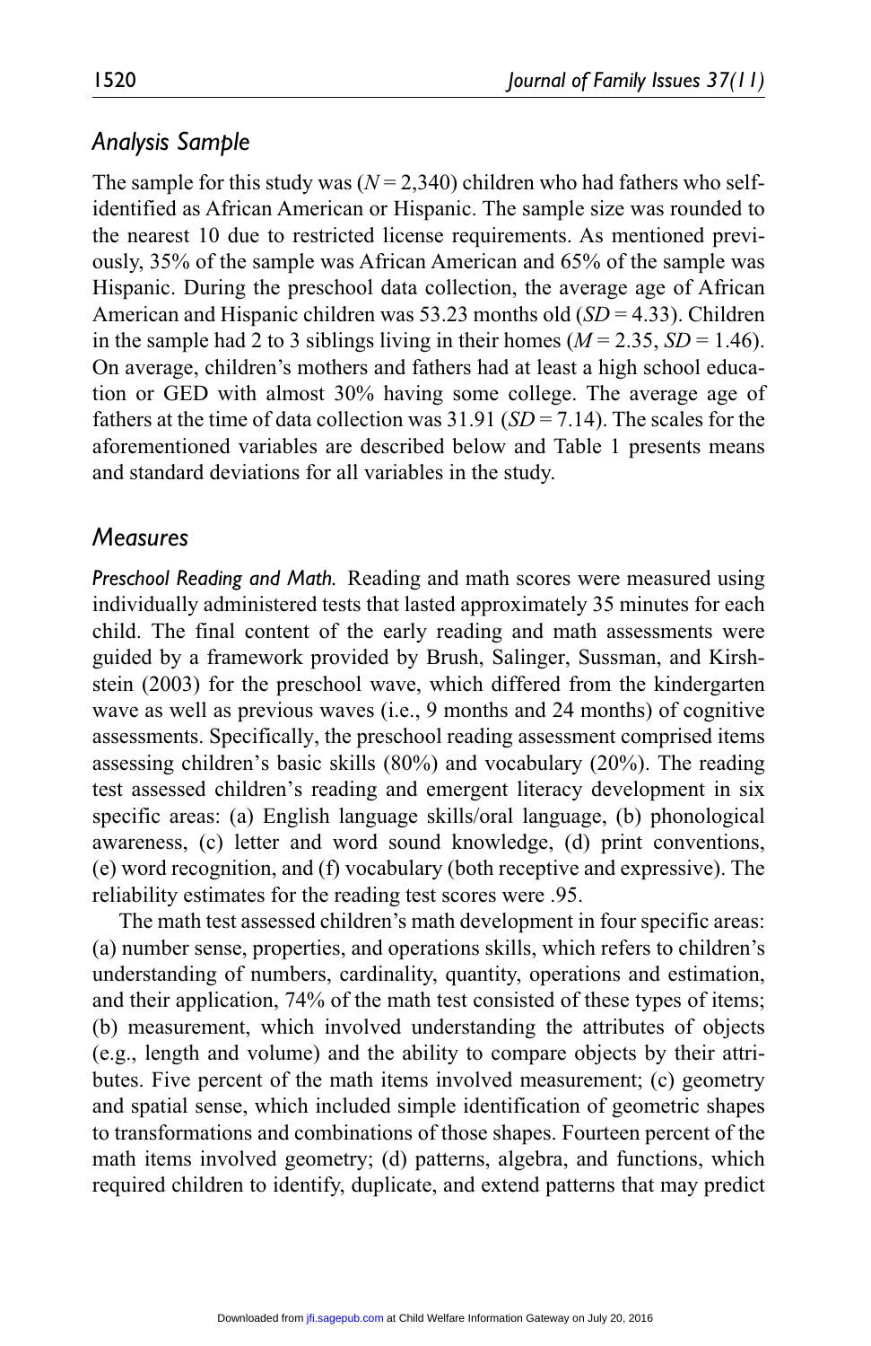## Analysis Sample

The sample for this study was ($N = 2{,}340$) children who had fathers who self-identified as African American or Hispanic. The sample size was rounded to the nearest 10 due to restricted license requirements. As mentioned previously, 35% of the sample was African American and 65% of the sample was Hispanic. During the preschool data collection, the average age of African American and Hispanic children was 53.23 months old ($SD = 4.33$). Children in the sample had 2 to 3 siblings living in their homes ($M = 2.35$, $SD = 1.46$). On average, children's mothers and fathers had at least a high school education or GED with almost 30% having some college. The average age of fathers at the time of data collection was 31.91 ($SD = 7.14$). The scales for the aforementioned variables are described below and Table 1 presents means and standard deviations for all variables in the study.

## Measures

*Preschool Reading and Math.* Reading and math scores were measured using individually administered tests that lasted approximately 35 minutes for each child. The final content of the early reading and math assessments were guided by a framework provided by Brush, Salinger, Sussman, and Kirshstein (2003) for the preschool wave, which differed from the kindergarten wave as well as previous waves (i.e., 9 months and 24 months) of cognitive assessments. Specifically, the preschool reading assessment comprised items assessing children's basic skills (80%) and vocabulary (20%). The reading test assessed children's reading and emergent literacy development in six specific areas: (a) English language skills/oral language, (b) phonological awareness, (c) letter and word sound knowledge, (d) print conventions, (e) word recognition, and (f) vocabulary (both receptive and expressive). The reliability estimates for the reading test scores were .95.

The math test assessed children's math development in four specific areas: (a) number sense, properties, and operations skills, which refers to children's understanding of numbers, cardinality, quantity, operations and estimation, and their application, 74% of the math test consisted of these types of items; (b) measurement, which involved understanding the attributes of objects (e.g., length and volume) and the ability to compare objects by their attributes. Five percent of the math items involved measurement; (c) geometry and spatial sense, which included simple identification of geometric shapes to transformations and combinations of those shapes. Fourteen percent of the math items involved geometry; (d) patterns, algebra, and functions, which required children to identify, duplicate, and extend patterns that may predict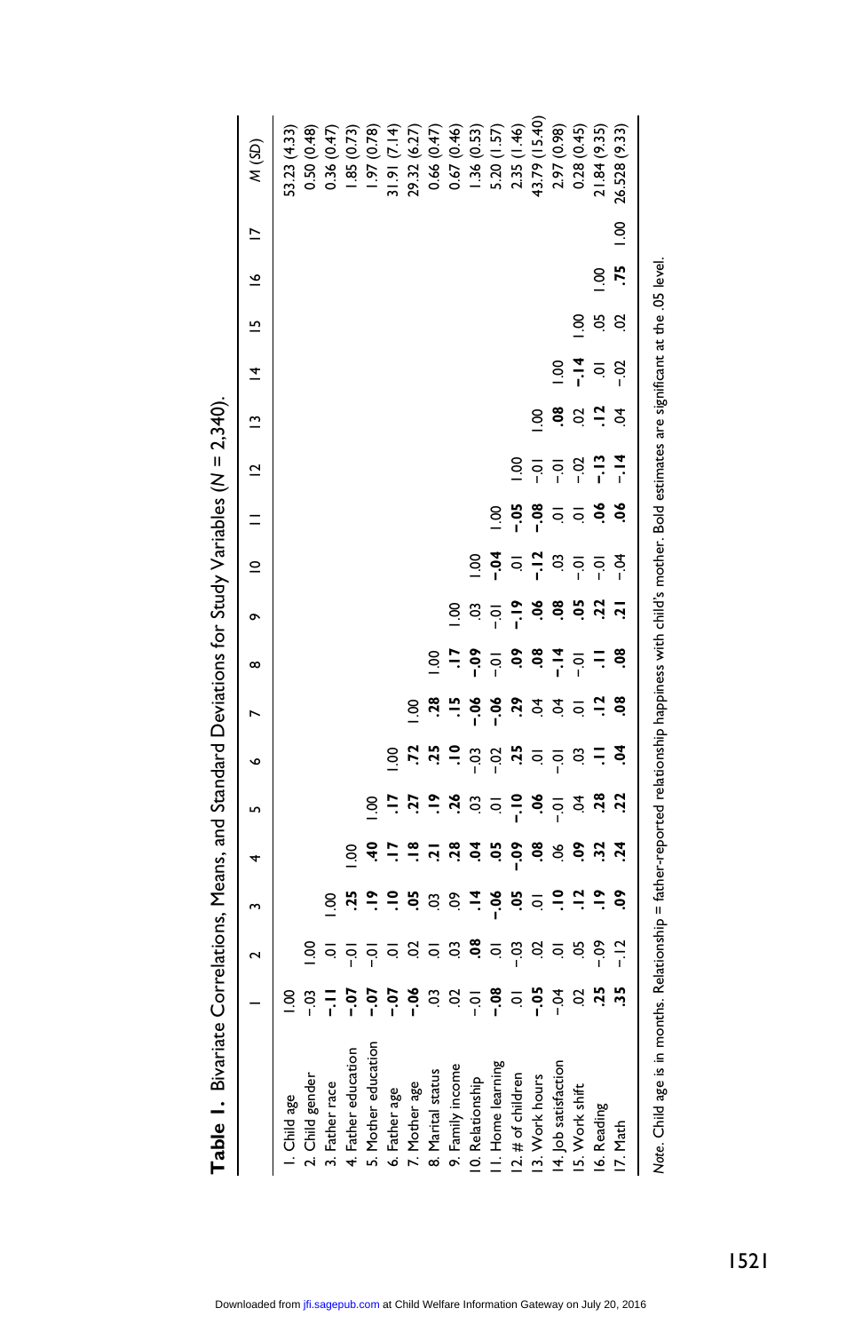**Table 1.** Bivariate Correlations, Means, and Standard Deviations for Study Variables (N = 2,340).

| | 1 | 2 | 3 | 4 | 5 | 6 | 7 | 8 | 9 | 10 | 11 | 12 | 13 | 14 | 15 | 16 | 17 | *M* (*SD*) |
|---|---|---|---|---|---|---|---|---|---|---|---|---|---|---|---|---|---|---|
| 1. Child age | 1.00 | | | | | | | | | | | | | | | | | 53.23 (4.33) |
| 2. Child gender | -.03 | 1.00 | | | | | | | | | | | | | | | | 0.50 (0.48) |
| 3. Father race | **-.11** | .01 | 1.00 | | | | | | | | | | | | | | | 0.36 (0.47) |
| 4. Father education | **-.07** | -.01 | **.25** | 1.00 | | | | | | | | | | | | | | 1.85 (0.73) |
| 5. Mother education | **-.07** | -.01 | **.19** | **.40** | 1.00 | | | | | | | | | | | | | 1.97 (0.78) |
| 6. Father age | **-.07** | .01 | **.10** | **.17** | **.17** | 1.00 | | | | | | | | | | | | 31.91 (7.14) |
| 7. Mother age | **-.06** | .02 | **.05** | **.18** | **.27** | **.72** | 1.00 | | | | | | | | | | | 29.32 (6.27) |
| 8. Marital status | .03 | .01 | .03 | **.21** | **.19** | **.25** | **.28** | 1.00 | | | | | | | | | | 0.66 (0.47) |
| 9. Family income | .02 | .03 | .09 | **.28** | **.26** | **.10** | **.15** | **.17** | 1.00 | | | | | | | | | 0.67 (0.46) |
| 10. Relationship | -.01 | **.08** | **.14** | **.04** | .03 | -.03 | **-.06** | **-.09** | .03 | 1.00 | | | | | | | | 1.36 (0.53) |
| 11. Home learning | **-.08** | .01 | **-.06** | **.05** | .01 | -.02 | **-.06** | -.01 | -.01 | **-.04** | 1.00 | | | | | | | 5.20 (1.57) |
| 12. # of children | .01 | -.03 | **.05** | **-.09** | **-.10** | **.25** | **.29** | **.09** | **-.19** | .01 | **-.05** | 1.00 | | | | | | 2.35 (1.46) |
| 13. Work hours | **-.05** | .02 | .01 | **.08** | **.06** | .01 | .04 | **.08** | **.06** | **-.12** | **-.08** | -.01 | 1.00 | | | | | 43.79 (15.40) |
| 14. Job satisfaction | -.04 | .01 | **.10** | .06 | -.01 | -.01 | .04 | **-.14** | **.08** | .03 | .01 | -.01 | **.08** | 1.00 | | | | 2.97 (0.98) |
| 15. Work shift | .02 | .05 | **.12** | **.09** | .04 | .03 | .01 | -.01 | **.05** | -.01 | .01 | -.02 | .02 | **-.14** | 1.00 | | | 0.28 (0.45) |
| 16. Reading | **.25** | -.09 | **.19** | **.32** | **.28** | **.11** | **.12** | **.11** | **.22** | -.01 | **.06** | **-.13** | **.12** | .01 | .05 | 1.00 | | 21.84 (9.35) |
| 17. Math | **.35** | -.12 | **.09** | **.24** | **.22** | **.04** | **.08** | **.08** | **.21** | -.04 | **.06** | **-.14** | .04 | -.02 | .02 | **.75** | 1.00 | 26.528 (9.33) |

*Note.* Child age is in months. Relationship = father-reported relationship happiness with child's mother. Bold estimates are significant at the .05 level.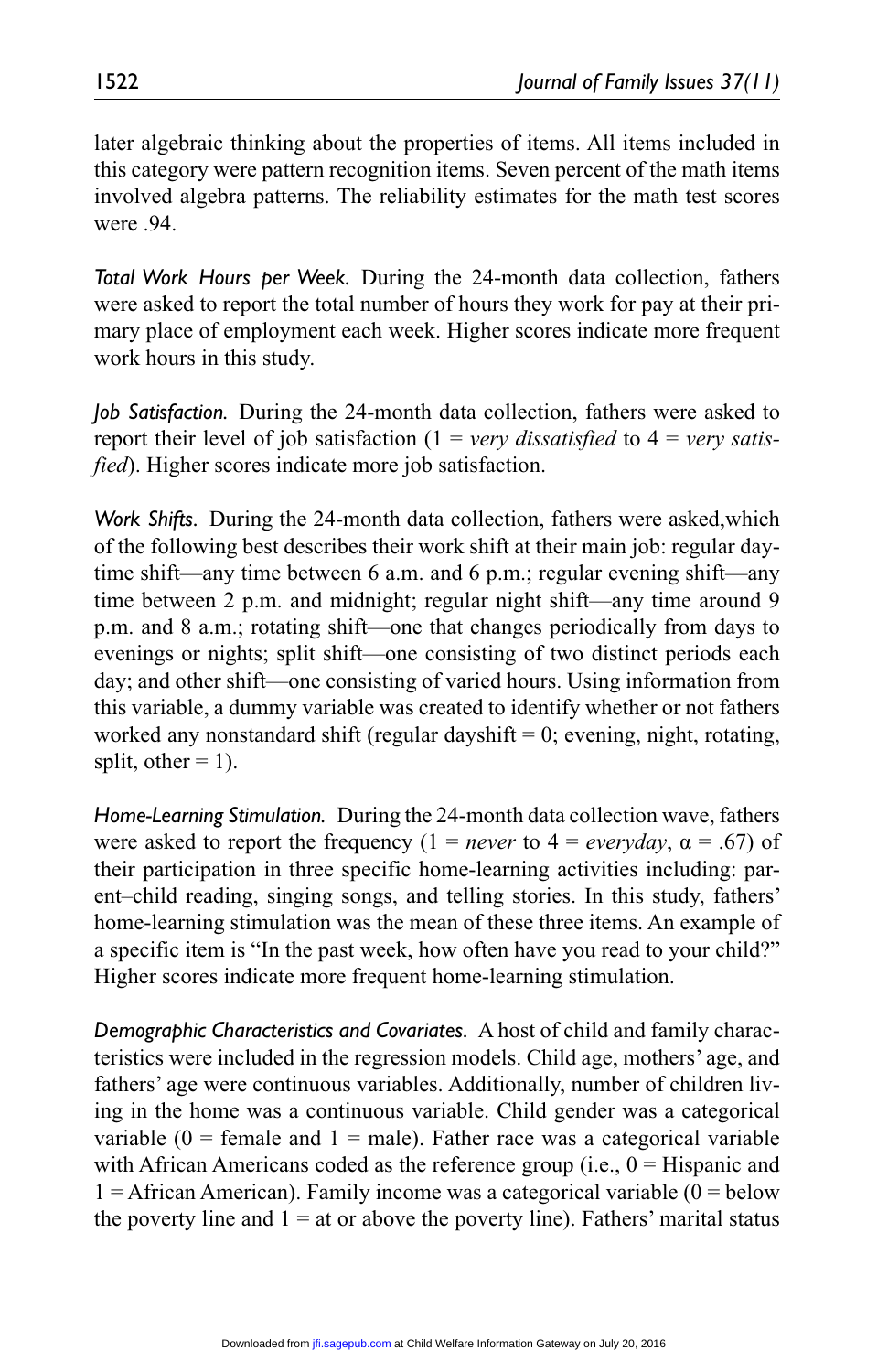later algebraic thinking about the properties of items. All items included in this category were pattern recognition items. Seven percent of the math items involved algebra patterns. The reliability estimates for the math test scores were .94.

*Total Work Hours per Week.* During the 24-month data collection, fathers were asked to report the total number of hours they work for pay at their primary place of employment each week. Higher scores indicate more frequent work hours in this study.

*Job Satisfaction.* During the 24-month data collection, fathers were asked to report their level of job satisfaction (1 = *very dissatisfied* to 4 = *very satisfied*). Higher scores indicate more job satisfaction.

*Work Shifts.* During the 24-month data collection, fathers were asked,which of the following best describes their work shift at their main job: regular daytime shift—any time between 6 a.m. and 6 p.m.; regular evening shift—any time between 2 p.m. and midnight; regular night shift—any time around 9 p.m. and 8 a.m.; rotating shift—one that changes periodically from days to evenings or nights; split shift—one consisting of two distinct periods each day; and other shift—one consisting of varied hours. Using information from this variable, a dummy variable was created to identify whether or not fathers worked any nonstandard shift (regular dayshift = 0; evening, night, rotating, split, other = 1).

*Home-Learning Stimulation.* During the 24-month data collection wave, fathers were asked to report the frequency (1 = *never* to 4 = *everyday*, $\alpha = .67$) of their participation in three specific home-learning activities including: parent–child reading, singing songs, and telling stories. In this study, fathers' home-learning stimulation was the mean of these three items. An example of a specific item is "In the past week, how often have you read to your child?" Higher scores indicate more frequent home-learning stimulation.

*Demographic Characteristics and Covariates.* A host of child and family characteristics were included in the regression models. Child age, mothers' age, and fathers' age were continuous variables. Additionally, number of children living in the home was a continuous variable. Child gender was a categorical variable (0 = female and 1 = male). Father race was a categorical variable with African Americans coded as the reference group (i.e., 0 = Hispanic and 1 = African American). Family income was a categorical variable (0 = below the poverty line and 1 = at or above the poverty line). Fathers' marital status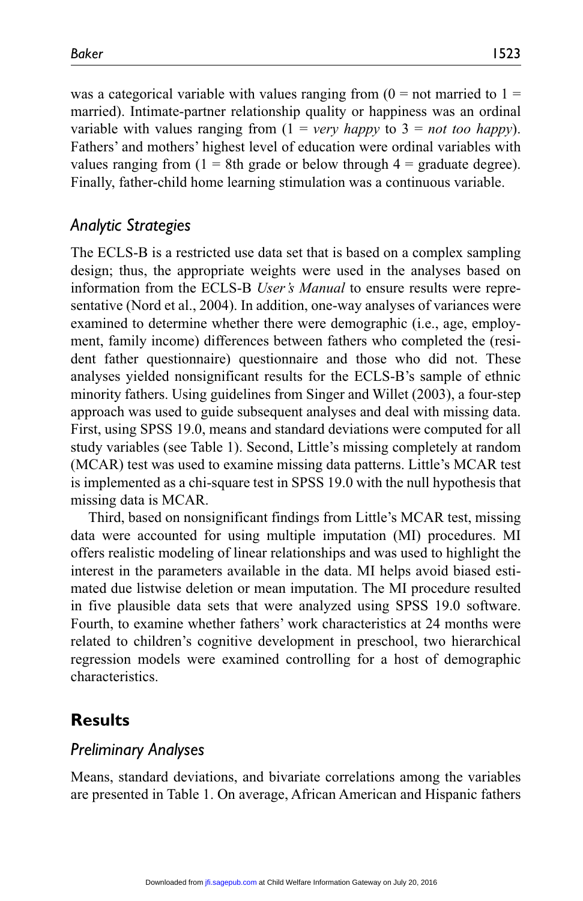was a categorical variable with values ranging from (0 = not married to 1 = married). Intimate-partner relationship quality or happiness was an ordinal variable with values ranging from (1 = *very happy* to 3 = *not too happy*). Fathers' and mothers' highest level of education were ordinal variables with values ranging from (1 = 8th grade or below through 4 = graduate degree). Finally, father-child home learning stimulation was a continuous variable.

### *Analytic Strategies*

The ECLS-B is a restricted use data set that is based on a complex sampling design; thus, the appropriate weights were used in the analyses based on information from the ECLS-B *User's Manual* to ensure results were representative (Nord et al., 2004). In addition, one-way analyses of variances were examined to determine whether there were demographic (i.e., age, employment, family income) differences between fathers who completed the (resident father questionnaire) questionnaire and those who did not. These analyses yielded nonsignificant results for the ECLS-B's sample of ethnic minority fathers. Using guidelines from Singer and Willet (2003), a four-step approach was used to guide subsequent analyses and deal with missing data. First, using SPSS 19.0, means and standard deviations were computed for all study variables (see Table 1). Second, Little's missing completely at random (MCAR) test was used to examine missing data patterns. Little's MCAR test is implemented as a chi-square test in SPSS 19.0 with the null hypothesis that missing data is MCAR.

Third, based on nonsignificant findings from Little's MCAR test, missing data were accounted for using multiple imputation (MI) procedures. MI offers realistic modeling of linear relationships and was used to highlight the interest in the parameters available in the data. MI helps avoid biased estimated due listwise deletion or mean imputation. The MI procedure resulted in five plausible data sets that were analyzed using SPSS 19.0 software. Fourth, to examine whether fathers' work characteristics at 24 months were related to children's cognitive development in preschool, two hierarchical regression models were examined controlling for a host of demographic characteristics.

## Results

### *Preliminary Analyses*

Means, standard deviations, and bivariate correlations among the variables are presented in Table 1. On average, African American and Hispanic fathers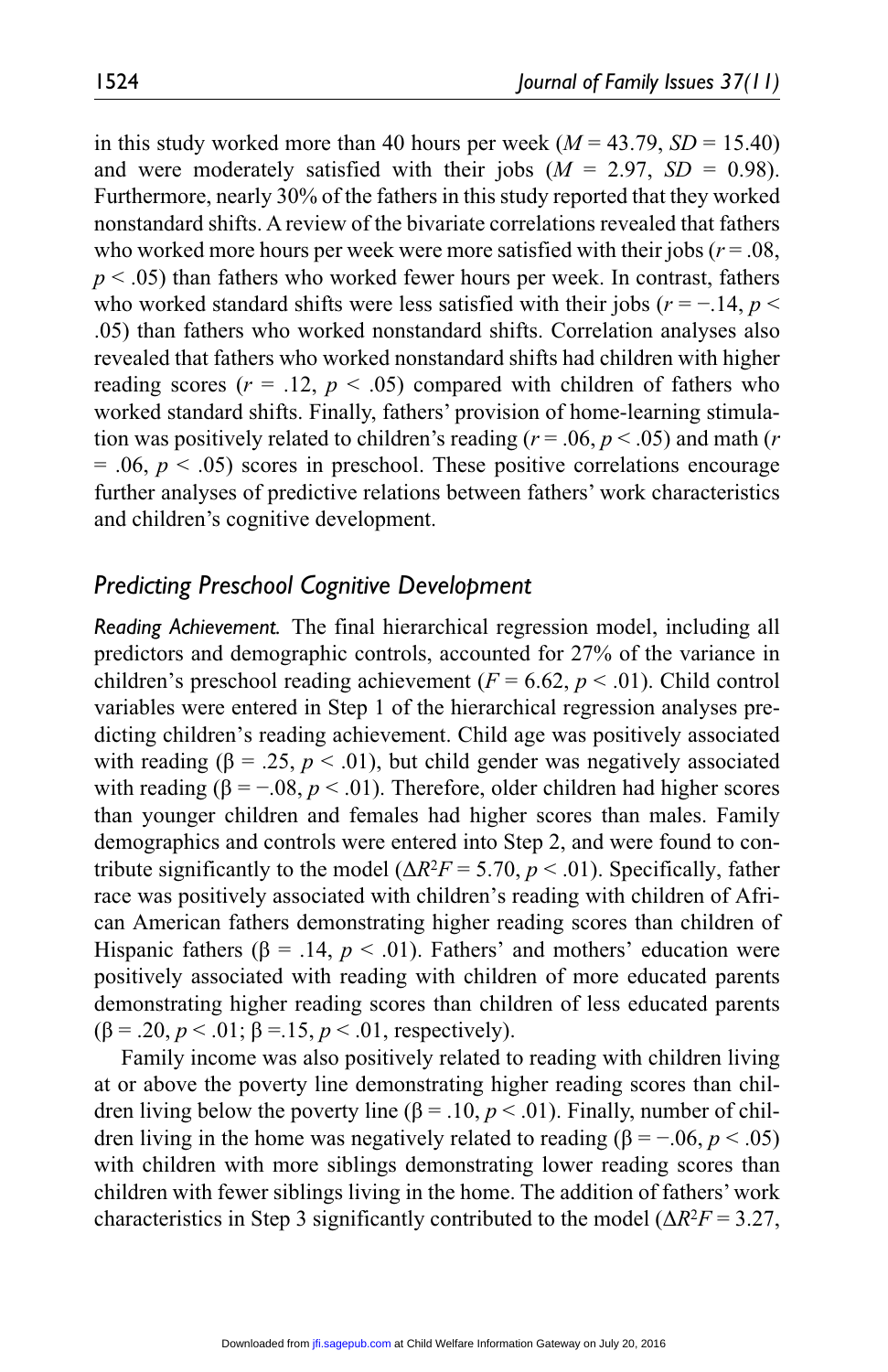in this study worked more than 40 hours per week ($M$ = 43.79, $SD$ = 15.40) and were moderately satisfied with their jobs ($M$ = 2.97, $SD$ = 0.98). Furthermore, nearly 30% of the fathers in this study reported that they worked nonstandard shifts. A review of the bivariate correlations revealed that fathers who worked more hours per week were more satisfied with their jobs ($r$ = .08, $p$ < .05) than fathers who worked fewer hours per week. In contrast, fathers who worked standard shifts were less satisfied with their jobs ($r$ = −.14, $p$ < .05) than fathers who worked nonstandard shifts. Correlation analyses also revealed that fathers who worked nonstandard shifts had children with higher reading scores ($r$ = .12, $p$ < .05) compared with children of fathers who worked standard shifts. Finally, fathers' provision of home-learning stimulation was positively related to children's reading ($r$ = .06, $p$ < .05) and math ($r$ = .06, $p$ < .05) scores in preschool. These positive correlations encourage further analyses of predictive relations between fathers' work characteristics and children's cognitive development.

## *Predicting Preschool Cognitive Development*

*Reading Achievement.* The final hierarchical regression model, including all predictors and demographic controls, accounted for 27% of the variance in children's preschool reading achievement ($F$ = 6.62, $p$ < .01). Child control variables were entered in Step 1 of the hierarchical regression analyses predicting children's reading achievement. Child age was positively associated with reading (β = .25, $p$ < .01), but child gender was negatively associated with reading (β = −.08, $p$ < .01). Therefore, older children had higher scores than younger children and females had higher scores than males. Family demographics and controls were entered into Step 2, and were found to contribute significantly to the model ($\Delta R^2F$ = 5.70, $p$ < .01). Specifically, father race was positively associated with children's reading with children of African American fathers demonstrating higher reading scores than children of Hispanic fathers (β = .14, $p$ < .01). Fathers' and mothers' education were positively associated with reading with children of more educated parents demonstrating higher reading scores than children of less educated parents (β = .20, $p$ < .01; β =.15, $p$ < .01, respectively).

Family income was also positively related to reading with children living at or above the poverty line demonstrating higher reading scores than children living below the poverty line (β = .10, $p$ < .01). Finally, number of children living in the home was negatively related to reading (β = −.06, $p$ < .05) with children with more siblings demonstrating lower reading scores than children with fewer siblings living in the home. The addition of fathers' work characteristics in Step 3 significantly contributed to the model ($\Delta R^2F$ = 3.27,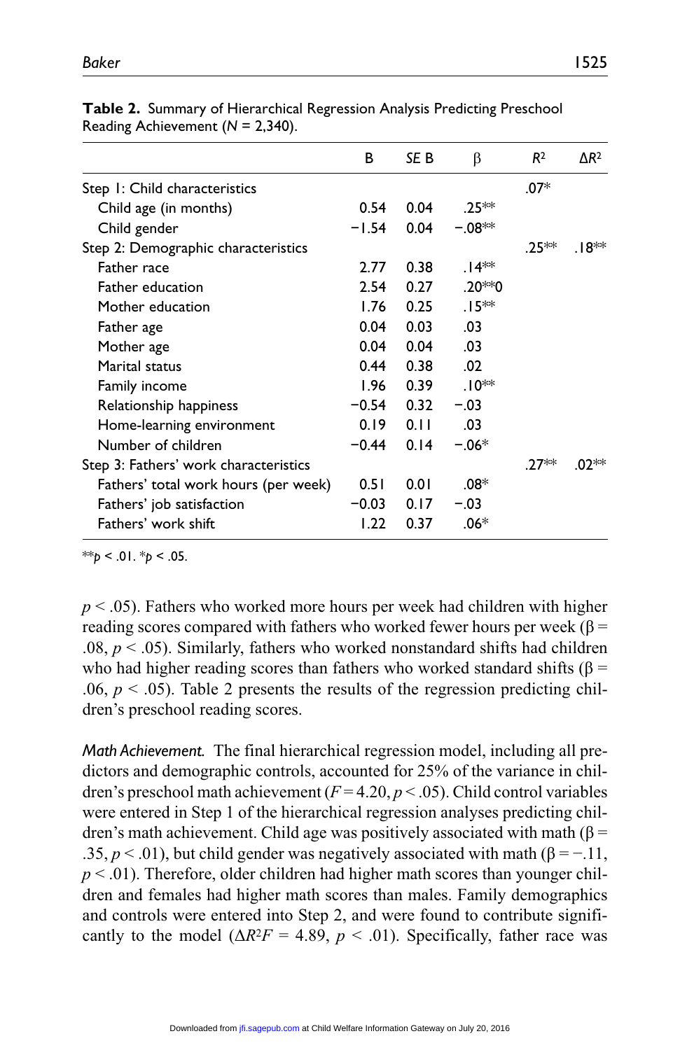**Table 2.** Summary of Hierarchical Regression Analysis Predicting Preschool Reading Achievement (*N* = 2,340).

| | B | *SE B* | β | $R^2$ | $\Delta R^2$ |
|---|---|---|---|---|---|
| Step 1: Child characteristics | | | | .07* | |
| Child age (in months) | 0.54 | 0.04 | .25** | | |
| Child gender | −1.54 | 0.04 | −.08** | | |
| Step 2: Demographic characteristics | | | | .25** | .18** |
| Father race | 2.77 | 0.38 | .14** | | |
| Father education | 2.54 | 0.27 | .20**0 | | |
| Mother education | 1.76 | 0.25 | .15** | | |
| Father age | 0.04 | 0.03 | .03 | | |
| Mother age | 0.04 | 0.04 | .03 | | |
| Marital status | 0.44 | 0.38 | .02 | | |
| Family income | 1.96 | 0.39 | .10** | | |
| Relationship happiness | −0.54 | 0.32 | −.03 | | |
| Home-learning environment | 0.19 | 0.11 | .03 | | |
| Number of children | −0.44 | 0.14 | −.06* | | |
| Step 3: Fathers' work characteristics | | | | .27** | .02** |
| Fathers' total work hours (per week) | 0.51 | 0.01 | .08* | | |
| Fathers' job satisfaction | −0.03 | 0.17 | −.03 | | |
| Fathers' work shift | 1.22 | 0.37 | .06* | | |

**$p < .01$. *$p < .05$.

$p < .05$). Fathers who worked more hours per week had children with higher reading scores compared with fathers who worked fewer hours per week (β = .08, $p < .05$). Similarly, fathers who worked nonstandard shifts had children who had higher reading scores than fathers who worked standard shifts (β = .06, $p < .05$). Table 2 presents the results of the regression predicting children's preschool reading scores.

*Math Achievement.* The final hierarchical regression model, including all predictors and demographic controls, accounted for 25% of the variance in children's preschool math achievement ($F = 4.20$, $p < .05$). Child control variables were entered in Step 1 of the hierarchical regression analyses predicting children's math achievement. Child age was positively associated with math (β = .35, $p < .01$), but child gender was negatively associated with math (β = −.11, $p < .01$). Therefore, older children had higher math scores than younger children and females had higher math scores than males. Family demographics and controls were entered into Step 2, and were found to contribute significantly to the model ($\Delta R^2 F = 4.89$, $p < .01$). Specifically, father race was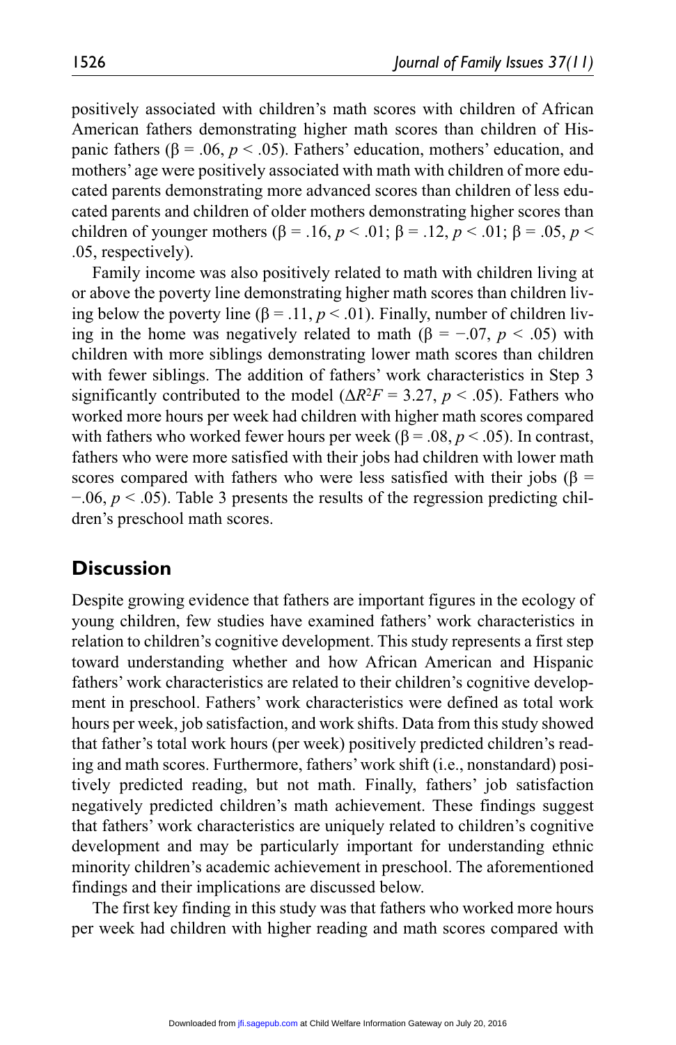positively associated with children's math scores with children of African American fathers demonstrating higher math scores than children of Hispanic fathers ($\beta = .06$, $p < .05$). Fathers' education, mothers' education, and mothers' age were positively associated with math with children of more educated parents demonstrating more advanced scores than children of less educated parents and children of older mothers demonstrating higher scores than children of younger mothers ($\beta = .16$, $p < .01$; $\beta = .12$, $p < .01$; $\beta = .05$, $p < .05$, respectively).

Family income was also positively related to math with children living at or above the poverty line demonstrating higher math scores than children living below the poverty line ($\beta = .11$, $p < .01$). Finally, number of children living in the home was negatively related to math ($\beta = -.07$, $p < .05$) with children with more siblings demonstrating lower math scores than children with fewer siblings. The addition of fathers' work characteristics in Step 3 significantly contributed to the model ($\Delta R^2F = 3.27$, $p < .05$). Fathers who worked more hours per week had children with higher math scores compared with fathers who worked fewer hours per week ($\beta = .08$, $p < .05$). In contrast, fathers who were more satisfied with their jobs had children with lower math scores compared with fathers who were less satisfied with their jobs ($\beta = -.06$, $p < .05$). Table 3 presents the results of the regression predicting children's preschool math scores.

## Discussion

Despite growing evidence that fathers are important figures in the ecology of young children, few studies have examined fathers' work characteristics in relation to children's cognitive development. This study represents a first step toward understanding whether and how African American and Hispanic fathers' work characteristics are related to their children's cognitive development in preschool. Fathers' work characteristics were defined as total work hours per week, job satisfaction, and work shifts. Data from this study showed that father's total work hours (per week) positively predicted children's reading and math scores. Furthermore, fathers' work shift (i.e., nonstandard) positively predicted reading, but not math. Finally, fathers' job satisfaction negatively predicted children's math achievement. These findings suggest that fathers' work characteristics are uniquely related to children's cognitive development and may be particularly important for understanding ethnic minority children's academic achievement in preschool. The aforementioned findings and their implications are discussed below.

The first key finding in this study was that fathers who worked more hours per week had children with higher reading and math scores compared with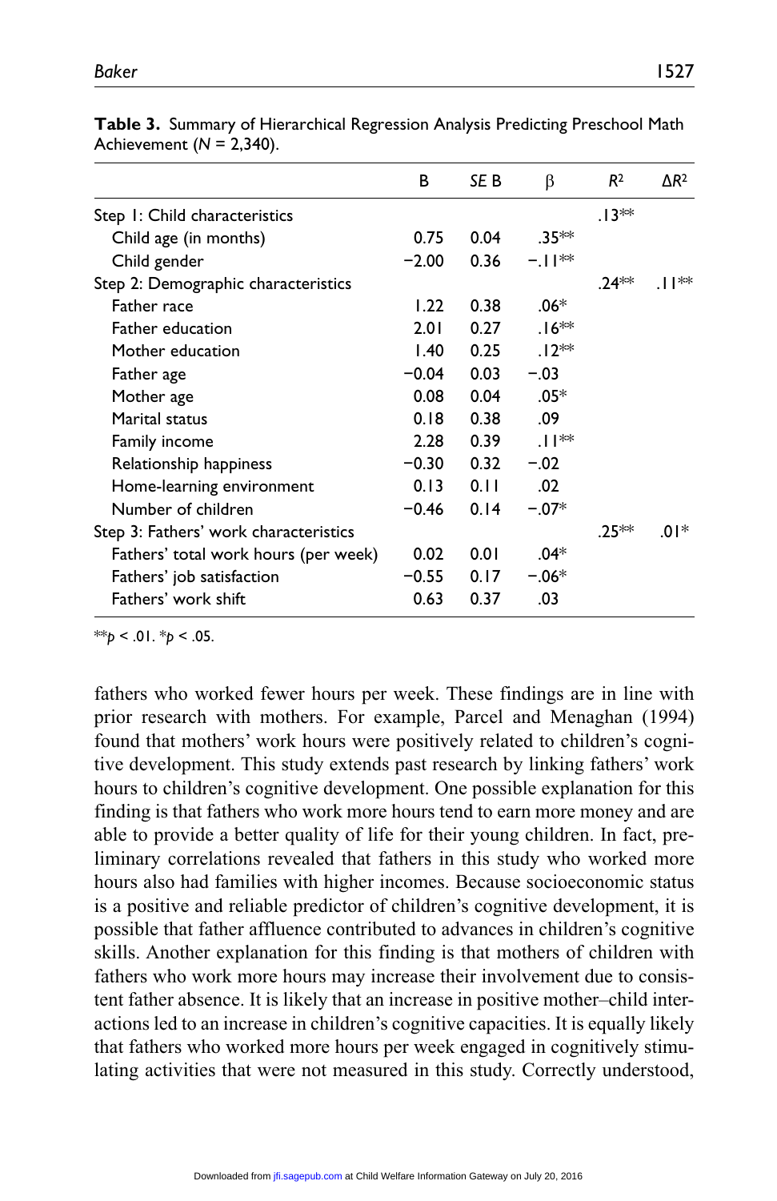**Table 3.** Summary of Hierarchical Regression Analysis Predicting Preschool Math Achievement (*N* = 2,340).

| | B | *SE B* | β | $R^2$ | $\Delta R^2$ |
|---|---|---|---|---|---|
| Step 1: Child characteristics | | | | .13** | |
| Child age (in months) | 0.75 | 0.04 | .35** | | |
| Child gender | −2.00 | 0.36 | −.11** | | |
| Step 2: Demographic characteristics | | | | .24** | .11** |
| Father race | 1.22 | 0.38 | .06* | | |
| Father education | 2.01 | 0.27 | .16** | | |
| Mother education | 1.40 | 0.25 | .12** | | |
| Father age | −0.04 | 0.03 | −.03 | | |
| Mother age | 0.08 | 0.04 | .05* | | |
| Marital status | 0.18 | 0.38 | .09 | | |
| Family income | 2.28 | 0.39 | .11** | | |
| Relationship happiness | −0.30 | 0.32 | −.02 | | |
| Home-learning environment | 0.13 | 0.11 | .02 | | |
| Number of children | −0.46 | 0.14 | −.07* | | |
| Step 3: Fathers' work characteristics | | | | .25** | .01* |
| Fathers' total work hours (per week) | 0.02 | 0.01 | .04* | | |
| Fathers' job satisfaction | −0.55 | 0.17 | −.06* | | |
| Fathers' work shift | 0.63 | 0.37 | .03 | | |

**$p < .01$. *$p < .05$.

fathers who worked fewer hours per week. These findings are in line with prior research with mothers. For example, Parcel and Menaghan (1994) found that mothers' work hours were positively related to children's cognitive development. This study extends past research by linking fathers' work hours to children's cognitive development. One possible explanation for this finding is that fathers who work more hours tend to earn more money and are able to provide a better quality of life for their young children. In fact, preliminary correlations revealed that fathers in this study who worked more hours also had families with higher incomes. Because socioeconomic status is a positive and reliable predictor of children's cognitive development, it is possible that father affluence contributed to advances in children's cognitive skills. Another explanation for this finding is that mothers of children with fathers who work more hours may increase their involvement due to consistent father absence. It is likely that an increase in positive mother–child interactions led to an increase in children's cognitive capacities. It is equally likely that fathers who worked more hours per week engaged in cognitively stimulating activities that were not measured in this study. Correctly understood,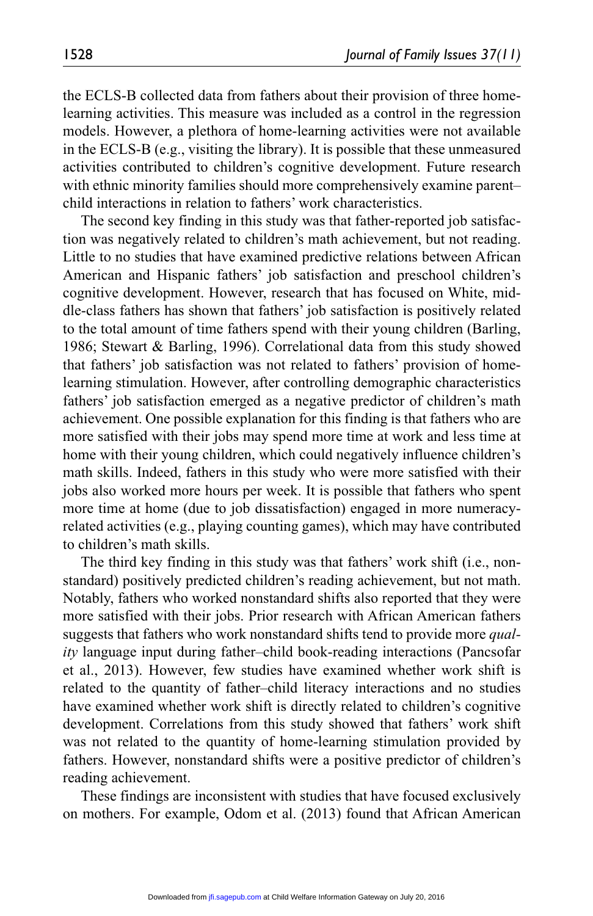the ECLS-B collected data from fathers about their provision of three home-learning activities. This measure was included as a control in the regression models. However, a plethora of home-learning activities were not available in the ECLS-B (e.g., visiting the library). It is possible that these unmeasured activities contributed to children's cognitive development. Future research with ethnic minority families should more comprehensively examine parent–child interactions in relation to fathers' work characteristics.

The second key finding in this study was that father-reported job satisfaction was negatively related to children's math achievement, but not reading. Little to no studies that have examined predictive relations between African American and Hispanic fathers' job satisfaction and preschool children's cognitive development. However, research that has focused on White, middle-class fathers has shown that fathers' job satisfaction is positively related to the total amount of time fathers spend with their young children (Barling, 1986; Stewart & Barling, 1996). Correlational data from this study showed that fathers' job satisfaction was not related to fathers' provision of home-learning stimulation. However, after controlling demographic characteristics fathers' job satisfaction emerged as a negative predictor of children's math achievement. One possible explanation for this finding is that fathers who are more satisfied with their jobs may spend more time at work and less time at home with their young children, which could negatively influence children's math skills. Indeed, fathers in this study who were more satisfied with their jobs also worked more hours per week. It is possible that fathers who spent more time at home (due to job dissatisfaction) engaged in more numeracy-related activities (e.g., playing counting games), which may have contributed to children's math skills.

The third key finding in this study was that fathers' work shift (i.e., non-standard) positively predicted children's reading achievement, but not math. Notably, fathers who worked nonstandard shifts also reported that they were more satisfied with their jobs. Prior research with African American fathers suggests that fathers who work nonstandard shifts tend to provide more *quality* language input during father–child book-reading interactions (Pancsofar et al., 2013). However, few studies have examined whether work shift is related to the quantity of father–child literacy interactions and no studies have examined whether work shift is directly related to children's cognitive development. Correlations from this study showed that fathers' work shift was not related to the quantity of home-learning stimulation provided by fathers. However, nonstandard shifts were a positive predictor of children's reading achievement.

These findings are inconsistent with studies that have focused exclusively on mothers. For example, Odom et al. (2013) found that African American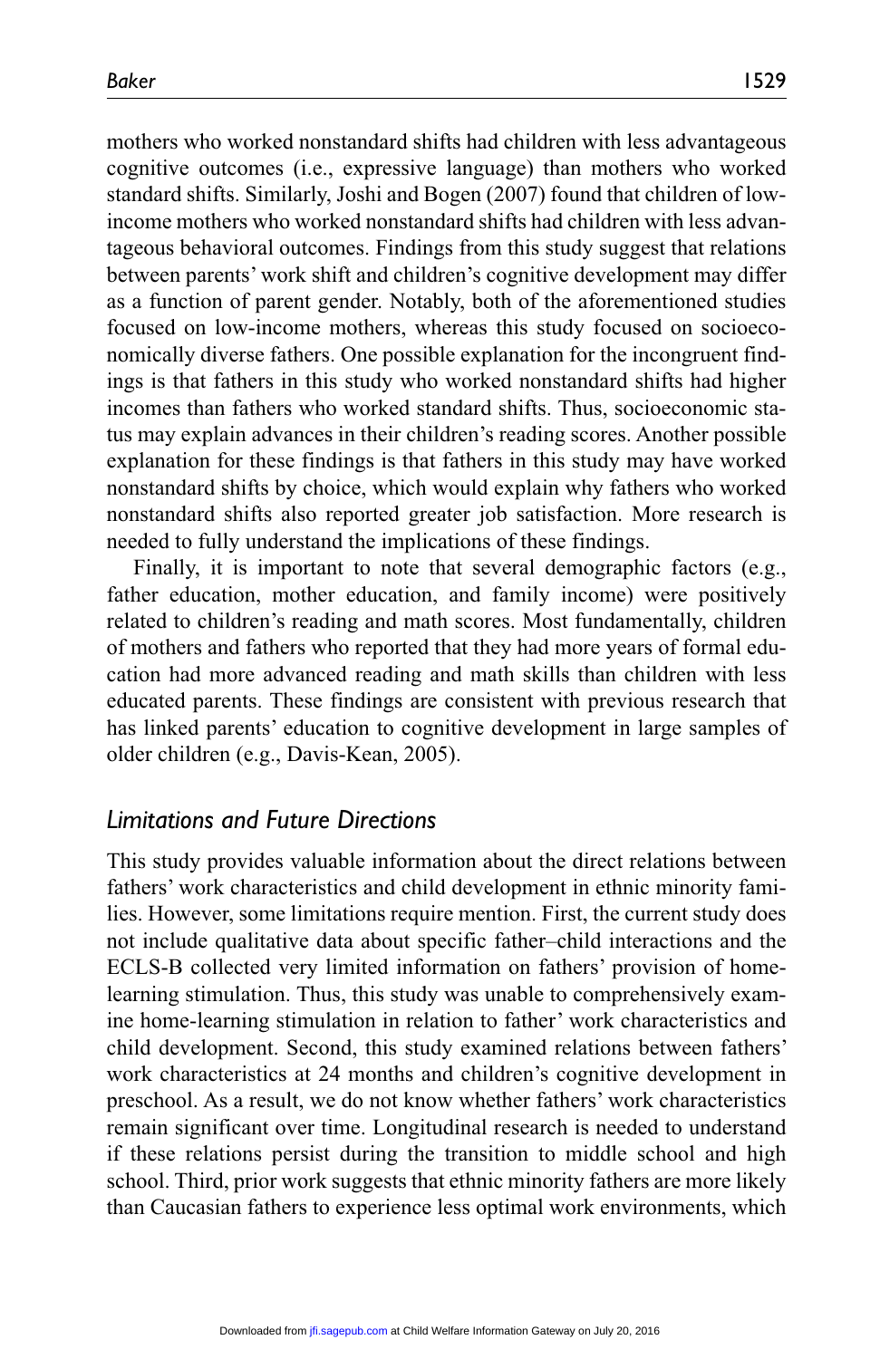mothers who worked nonstandard shifts had children with less advantageous cognitive outcomes (i.e., expressive language) than mothers who worked standard shifts. Similarly, Joshi and Bogen (2007) found that children of low-income mothers who worked nonstandard shifts had children with less advantageous behavioral outcomes. Findings from this study suggest that relations between parents' work shift and children's cognitive development may differ as a function of parent gender. Notably, both of the aforementioned studies focused on low-income mothers, whereas this study focused on socioeconomically diverse fathers. One possible explanation for the incongruent findings is that fathers in this study who worked nonstandard shifts had higher incomes than fathers who worked standard shifts. Thus, socioeconomic status may explain advances in their children's reading scores. Another possible explanation for these findings is that fathers in this study may have worked nonstandard shifts by choice, which would explain why fathers who worked nonstandard shifts also reported greater job satisfaction. More research is needed to fully understand the implications of these findings.

Finally, it is important to note that several demographic factors (e.g., father education, mother education, and family income) were positively related to children's reading and math scores. Most fundamentally, children of mothers and fathers who reported that they had more years of formal education had more advanced reading and math skills than children with less educated parents. These findings are consistent with previous research that has linked parents' education to cognitive development in large samples of older children (e.g., Davis-Kean, 2005).

## Limitations and Future Directions

This study provides valuable information about the direct relations between fathers' work characteristics and child development in ethnic minority families. However, some limitations require mention. First, the current study does not include qualitative data about specific father–child interactions and the ECLS-B collected very limited information on fathers' provision of home-learning stimulation. Thus, this study was unable to comprehensively examine home-learning stimulation in relation to father' work characteristics and child development. Second, this study examined relations between fathers' work characteristics at 24 months and children's cognitive development in preschool. As a result, we do not know whether fathers' work characteristics remain significant over time. Longitudinal research is needed to understand if these relations persist during the transition to middle school and high school. Third, prior work suggests that ethnic minority fathers are more likely than Caucasian fathers to experience less optimal work environments, which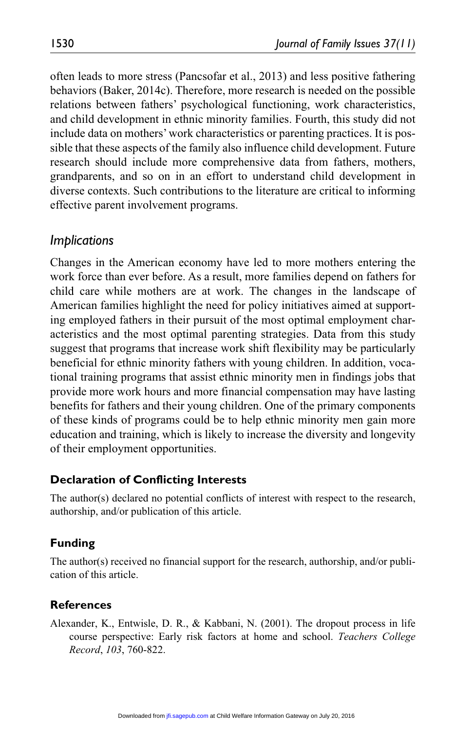often leads to more stress (Pancsofar et al., 2013) and less positive fathering behaviors (Baker, 2014c). Therefore, more research is needed on the possible relations between fathers' psychological functioning, work characteristics, and child development in ethnic minority families. Fourth, this study did not include data on mothers' work characteristics or parenting practices. It is possible that these aspects of the family also influence child development. Future research should include more comprehensive data from fathers, mothers, grandparents, and so on in an effort to understand child development in diverse contexts. Such contributions to the literature are critical to informing effective parent involvement programs.

### *Implications*

Changes in the American economy have led to more mothers entering the work force than ever before. As a result, more families depend on fathers for child care while mothers are at work. The changes in the landscape of American families highlight the need for policy initiatives aimed at supporting employed fathers in their pursuit of the most optimal employment characteristics and the most optimal parenting strategies. Data from this study suggest that programs that increase work shift flexibility may be particularly beneficial for ethnic minority fathers with young children. In addition, vocational training programs that assist ethnic minority men in findings jobs that provide more work hours and more financial compensation may have lasting benefits for fathers and their young children. One of the primary components of these kinds of programs could be to help ethnic minority men gain more education and training, which is likely to increase the diversity and longevity of their employment opportunities.

## Declaration of Conflicting Interests

The author(s) declared no potential conflicts of interest with respect to the research, authorship, and/or publication of this article.

## Funding

The author(s) received no financial support for the research, authorship, and/or publication of this article.

## References

Alexander, K., Entwisle, D. R., & Kabbani, N. (2001). The dropout process in life course perspective: Early risk factors at home and school. *Teachers College Record*, *103*, 760-822.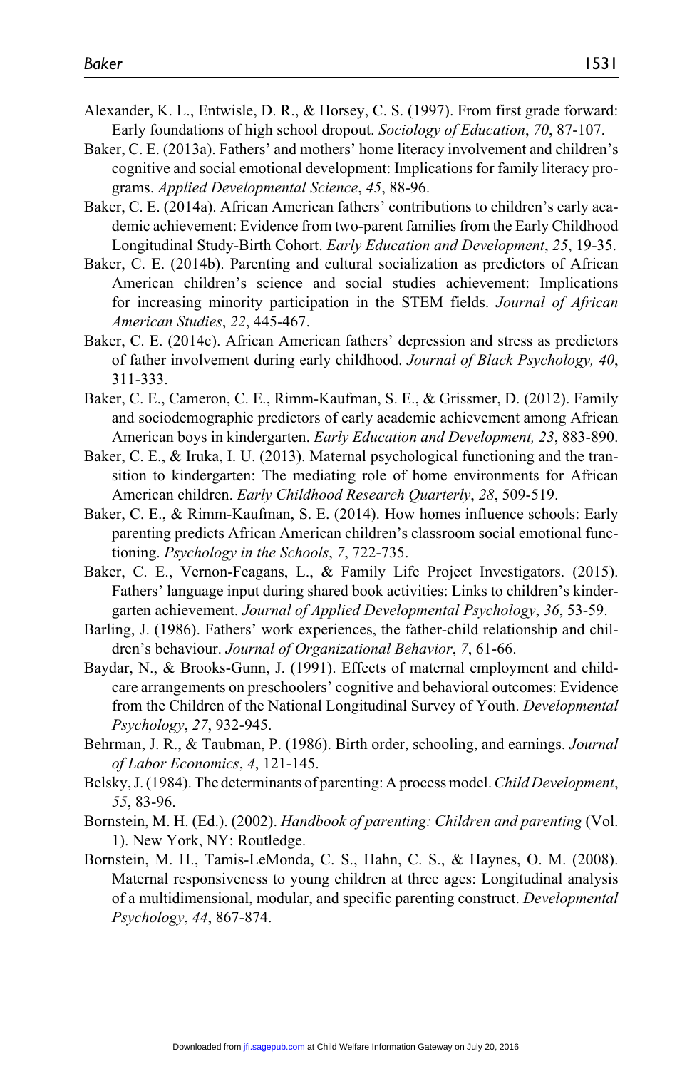Alexander, K. L., Entwisle, D. R., & Horsey, C. S. (1997). From first grade forward: Early foundations of high school dropout. *Sociology of Education*, *70*, 87-107.

Baker, C. E. (2013a). Fathers' and mothers' home literacy involvement and children's cognitive and social emotional development: Implications for family literacy programs. *Applied Developmental Science*, *45*, 88-96.

Baker, C. E. (2014a). African American fathers' contributions to children's early academic achievement: Evidence from two-parent families from the Early Childhood Longitudinal Study-Birth Cohort. *Early Education and Development*, *25*, 19-35.

Baker, C. E. (2014b). Parenting and cultural socialization as predictors of African American children's science and social studies achievement: Implications for increasing minority participation in the STEM fields. *Journal of African American Studies*, *22*, 445-467.

Baker, C. E. (2014c). African American fathers' depression and stress as predictors of father involvement during early childhood. *Journal of Black Psychology, 40*, 311-333.

Baker, C. E., Cameron, C. E., Rimm-Kaufman, S. E., & Grissmer, D. (2012). Family and sociodemographic predictors of early academic achievement among African American boys in kindergarten. *Early Education and Development, 23*, 883-890.

Baker, C. E., & Iruka, I. U. (2013). Maternal psychological functioning and the transition to kindergarten: The mediating role of home environments for African American children. *Early Childhood Research Quarterly*, *28*, 509-519.

Baker, C. E., & Rimm-Kaufman, S. E. (2014). How homes influence schools: Early parenting predicts African American children's classroom social emotional functioning. *Psychology in the Schools*, *7*, 722-735.

Baker, C. E., Vernon-Feagans, L., & Family Life Project Investigators. (2015). Fathers' language input during shared book activities: Links to children's kindergarten achievement. *Journal of Applied Developmental Psychology*, *36*, 53-59.

Barling, J. (1986). Fathers' work experiences, the father-child relationship and children's behaviour. *Journal of Organizational Behavior*, *7*, 61-66.

Baydar, N., & Brooks-Gunn, J. (1991). Effects of maternal employment and childcare arrangements on preschoolers' cognitive and behavioral outcomes: Evidence from the Children of the National Longitudinal Survey of Youth. *Developmental Psychology*, *27*, 932-945.

Behrman, J. R., & Taubman, P. (1986). Birth order, schooling, and earnings. *Journal of Labor Economics*, *4*, 121-145.

Belsky, J. (1984). The determinants of parenting: A process model. *Child Development*, *55*, 83-96.

Bornstein, M. H. (Ed.). (2002). *Handbook of parenting: Children and parenting* (Vol. 1). New York, NY: Routledge.

Bornstein, M. H., Tamis-LeMonda, C. S., Hahn, C. S., & Haynes, O. M. (2008). Maternal responsiveness to young children at three ages: Longitudinal analysis of a multidimensional, modular, and specific parenting construct. *Developmental Psychology*, *44*, 867-874.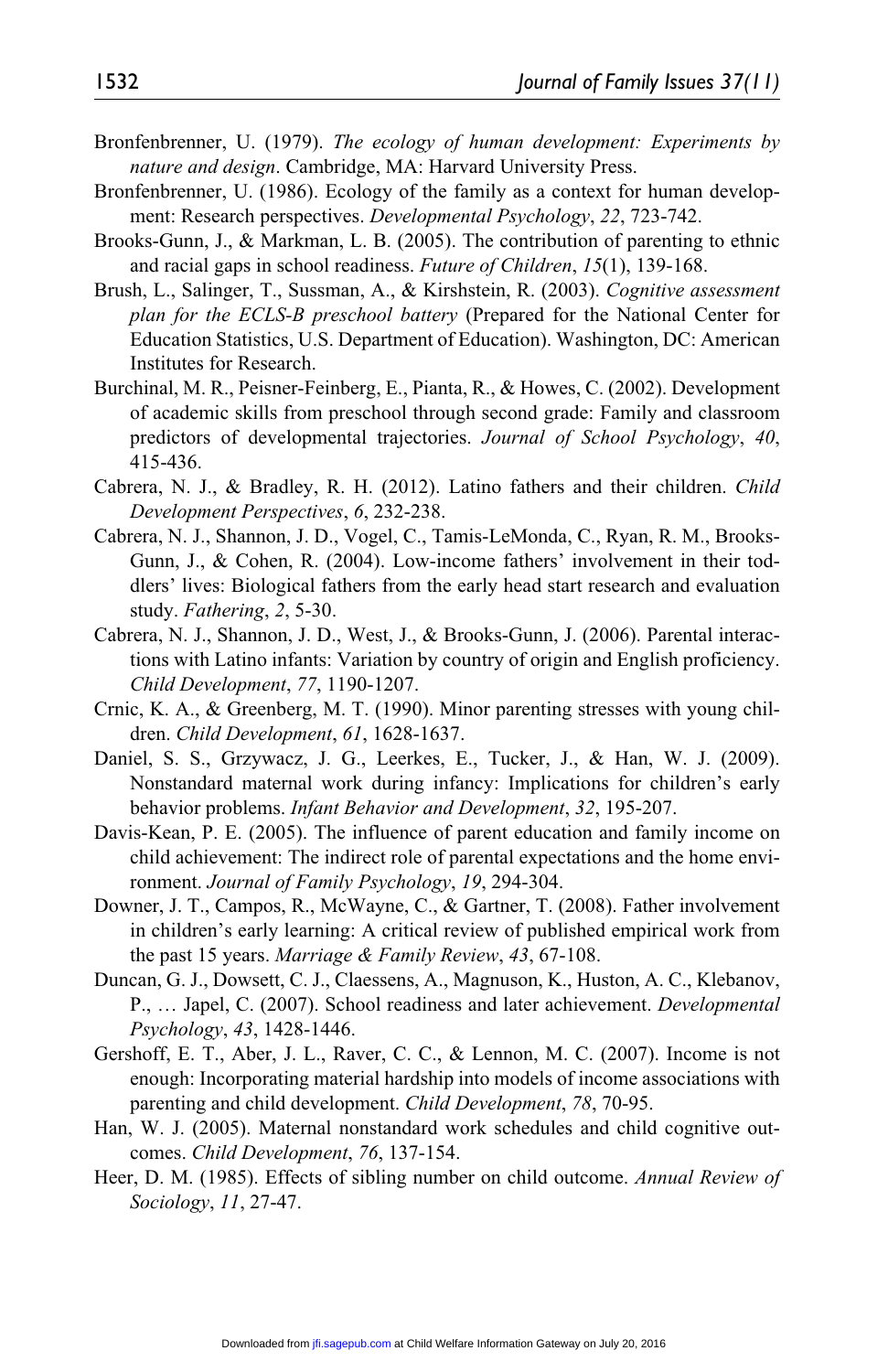Bronfenbrenner, U. (1979). *The ecology of human development: Experiments by nature and design*. Cambridge, MA: Harvard University Press.

Bronfenbrenner, U. (1986). Ecology of the family as a context for human development: Research perspectives. *Developmental Psychology*, *22*, 723-742.

Brooks-Gunn, J., & Markman, L. B. (2005). The contribution of parenting to ethnic and racial gaps in school readiness. *Future of Children*, *15*(1), 139-168.

Brush, L., Salinger, T., Sussman, A., & Kirshstein, R. (2003). *Cognitive assessment plan for the ECLS-B preschool battery* (Prepared for the National Center for Education Statistics, U.S. Department of Education). Washington, DC: American Institutes for Research.

Burchinal, M. R., Peisner-Feinberg, E., Pianta, R., & Howes, C. (2002). Development of academic skills from preschool through second grade: Family and classroom predictors of developmental trajectories. *Journal of School Psychology*, *40*, 415-436.

Cabrera, N. J., & Bradley, R. H. (2012). Latino fathers and their children. *Child Development Perspectives*, *6*, 232-238.

Cabrera, N. J., Shannon, J. D., Vogel, C., Tamis-LeMonda, C., Ryan, R. M., Brooks-Gunn, J., & Cohen, R. (2004). Low-income fathers' involvement in their toddlers' lives: Biological fathers from the early head start research and evaluation study. *Fathering*, *2*, 5-30.

Cabrera, N. J., Shannon, J. D., West, J., & Brooks-Gunn, J. (2006). Parental interactions with Latino infants: Variation by country of origin and English proficiency. *Child Development*, *77*, 1190-1207.

Crnic, K. A., & Greenberg, M. T. (1990). Minor parenting stresses with young children. *Child Development*, *61*, 1628-1637.

Daniel, S. S., Grzywacz, J. G., Leerkes, E., Tucker, J., & Han, W. J. (2009). Nonstandard maternal work during infancy: Implications for children's early behavior problems. *Infant Behavior and Development*, *32*, 195-207.

Davis-Kean, P. E. (2005). The influence of parent education and family income on child achievement: The indirect role of parental expectations and the home environment. *Journal of Family Psychology*, *19*, 294-304.

Downer, J. T., Campos, R., McWayne, C., & Gartner, T. (2008). Father involvement in children's early learning: A critical review of published empirical work from the past 15 years. *Marriage & Family Review*, *43*, 67-108.

Duncan, G. J., Dowsett, C. J., Claessens, A., Magnuson, K., Huston, A. C., Klebanov, P., … Japel, C. (2007). School readiness and later achievement. *Developmental Psychology*, *43*, 1428-1446.

Gershoff, E. T., Aber, J. L., Raver, C. C., & Lennon, M. C. (2007). Income is not enough: Incorporating material hardship into models of income associations with parenting and child development. *Child Development*, *78*, 70-95.

Han, W. J. (2005). Maternal nonstandard work schedules and child cognitive outcomes. *Child Development*, *76*, 137-154.

Heer, D. M. (1985). Effects of sibling number on child outcome. *Annual Review of Sociology*, *11*, 27-47.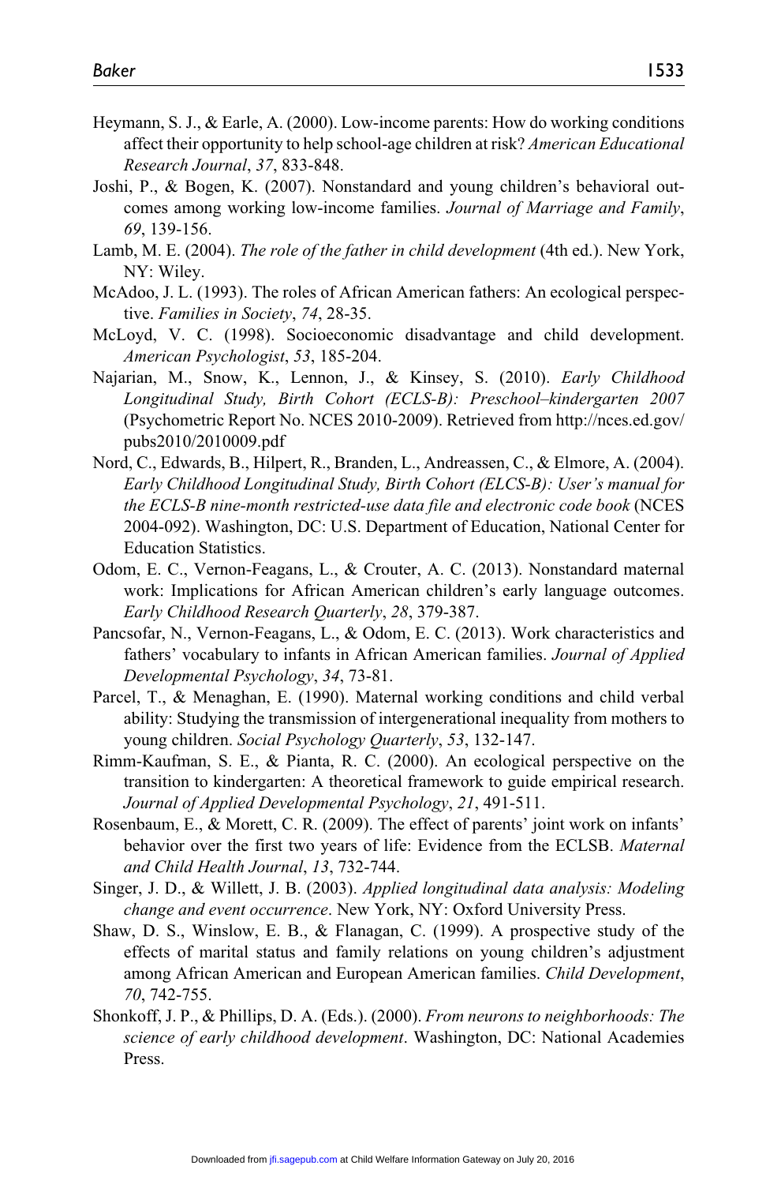Heymann, S. J., & Earle, A. (2000). Low-income parents: How do working conditions affect their opportunity to help school-age children at risk? *American Educational Research Journal*, *37*, 833-848.

Joshi, P., & Bogen, K. (2007). Nonstandard and young children's behavioral outcomes among working low-income families. *Journal of Marriage and Family*, *69*, 139-156.

Lamb, M. E. (2004). *The role of the father in child development* (4th ed.). New York, NY: Wiley.

McAdoo, J. L. (1993). The roles of African American fathers: An ecological perspective. *Families in Society*, *74*, 28-35.

McLoyd, V. C. (1998). Socioeconomic disadvantage and child development. *American Psychologist*, *53*, 185-204.

Najarian, M., Snow, K., Lennon, J., & Kinsey, S. (2010). *Early Childhood Longitudinal Study, Birth Cohort (ECLS-B): Preschool–kindergarten 2007* (Psychometric Report No. NCES 2010-2009). Retrieved from http://nces.ed.gov/pubs2010/2010009.pdf

Nord, C., Edwards, B., Hilpert, R., Branden, L., Andreassen, C., & Elmore, A. (2004). *Early Childhood Longitudinal Study, Birth Cohort (ELCS-B): User's manual for the ECLS-B nine-month restricted-use data file and electronic code book* (NCES 2004-092). Washington, DC: U.S. Department of Education, National Center for Education Statistics.

Odom, E. C., Vernon-Feagans, L., & Crouter, A. C. (2013). Nonstandard maternal work: Implications for African American children's early language outcomes. *Early Childhood Research Quarterly*, *28*, 379-387.

Pancsofar, N., Vernon-Feagans, L., & Odom, E. C. (2013). Work characteristics and fathers' vocabulary to infants in African American families. *Journal of Applied Developmental Psychology*, *34*, 73-81.

Parcel, T., & Menaghan, E. (1990). Maternal working conditions and child verbal ability: Studying the transmission of intergenerational inequality from mothers to young children. *Social Psychology Quarterly*, *53*, 132-147.

Rimm-Kaufman, S. E., & Pianta, R. C. (2000). An ecological perspective on the transition to kindergarten: A theoretical framework to guide empirical research. *Journal of Applied Developmental Psychology*, *21*, 491-511.

Rosenbaum, E., & Morett, C. R. (2009). The effect of parents' joint work on infants' behavior over the first two years of life: Evidence from the ECLSB. *Maternal and Child Health Journal*, *13*, 732-744.

Singer, J. D., & Willett, J. B. (2003). *Applied longitudinal data analysis: Modeling change and event occurrence*. New York, NY: Oxford University Press.

Shaw, D. S., Winslow, E. B., & Flanagan, C. (1999). A prospective study of the effects of marital status and family relations on young children's adjustment among African American and European American families. *Child Development*, *70*, 742-755.

Shonkoff, J. P., & Phillips, D. A. (Eds.). (2000). *From neurons to neighborhoods: The science of early childhood development*. Washington, DC: National Academies Press.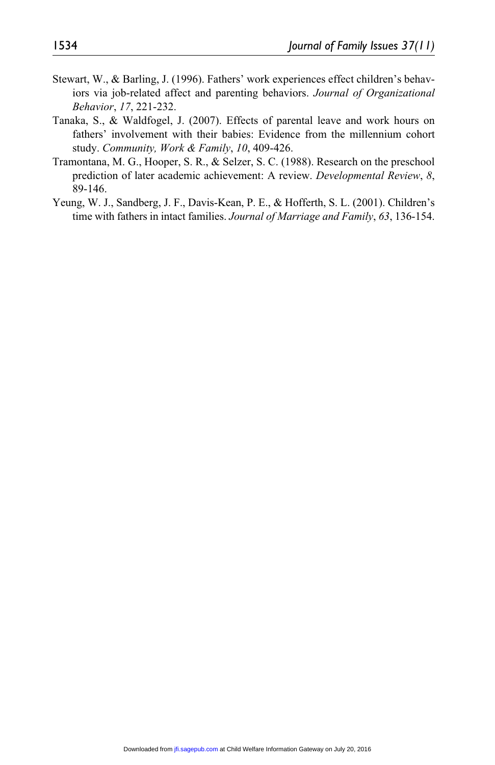Stewart, W., & Barling, J. (1996). Fathers' work experiences effect children's behaviors via job-related affect and parenting behaviors. *Journal of Organizational Behavior*, *17*, 221-232.

Tanaka, S., & Waldfogel, J. (2007). Effects of parental leave and work hours on fathers' involvement with their babies: Evidence from the millennium cohort study. *Community, Work & Family*, *10*, 409-426.

Tramontana, M. G., Hooper, S. R., & Selzer, S. C. (1988). Research on the preschool prediction of later academic achievement: A review. *Developmental Review*, *8*, 89-146.

Yeung, W. J., Sandberg, J. F., Davis-Kean, P. E., & Hofferth, S. L. (2001). Children's time with fathers in intact families. *Journal of Marriage and Family*, *63*, 136-154.